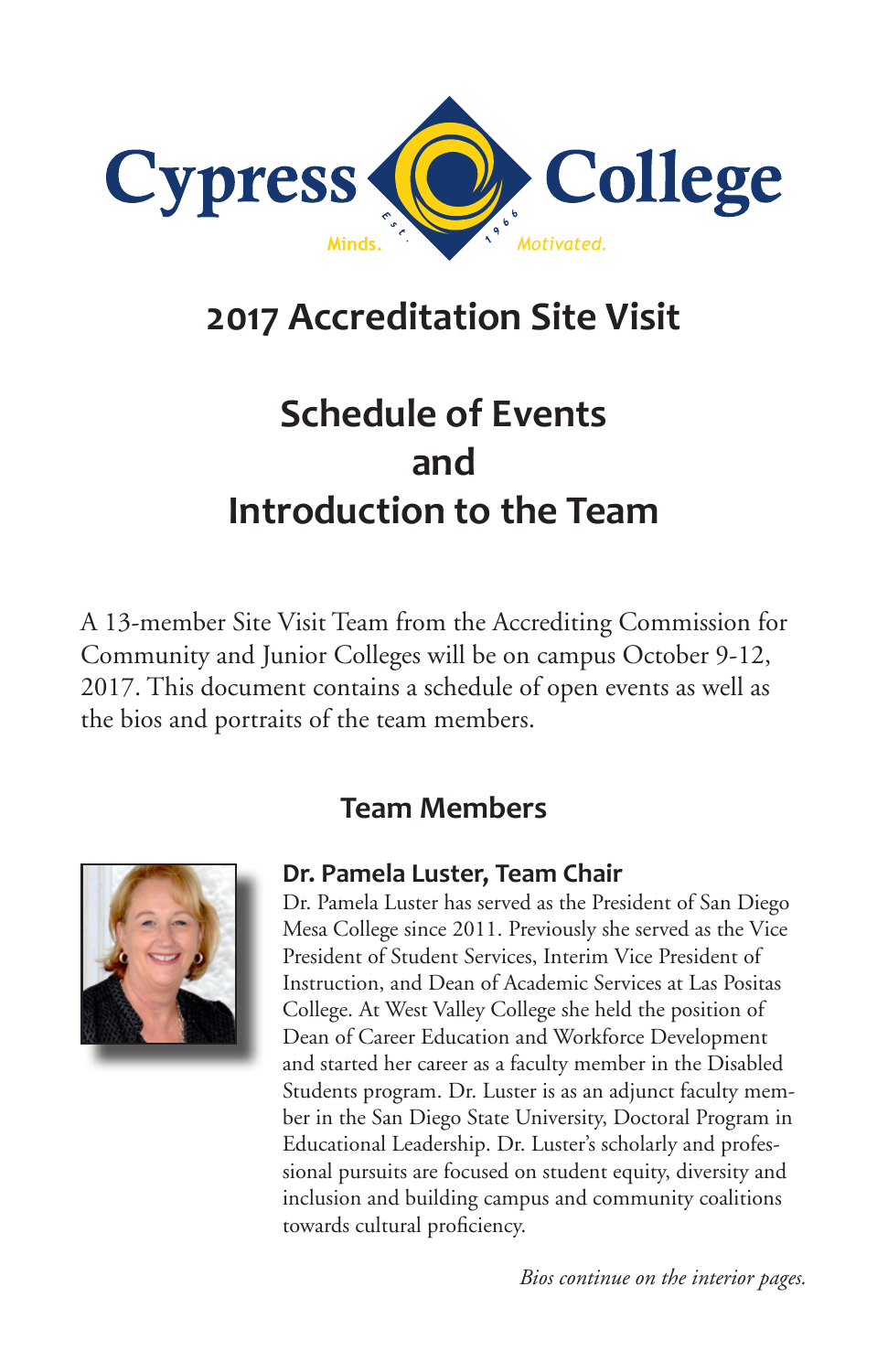Cypress College

Minds. Est. 1966 Motivated.

# 2017 Accreditation Site Visit

# Schedule of Events
# and
# Introduction to the Team

A 13-member Site Visit Team from the Accrediting Commission for Community and Junior Colleges will be on campus October 9-12, 2017. This document contains a schedule of open events as well as the bios and portraits of the team members.

## Team Members

### Dr. Pamela Luster, Team Chair

Dr. Pamela Luster has served as the President of San Diego Mesa College since 2011. Previously she served as the Vice President of Student Services, Interim Vice President of Instruction, and Dean of Academic Services at Las Positas College. At West Valley College she held the position of Dean of Career Education and Workforce Development and started her career as a faculty member in the Disabled Students program. Dr. Luster is as an adjunct faculty member in the San Diego State University, Doctoral Program in Educational Leadership. Dr. Luster's scholarly and professional pursuits are focused on student equity, diversity and inclusion and building campus and community coalitions towards cultural proficiency.

*Bios continue on the interior pages.*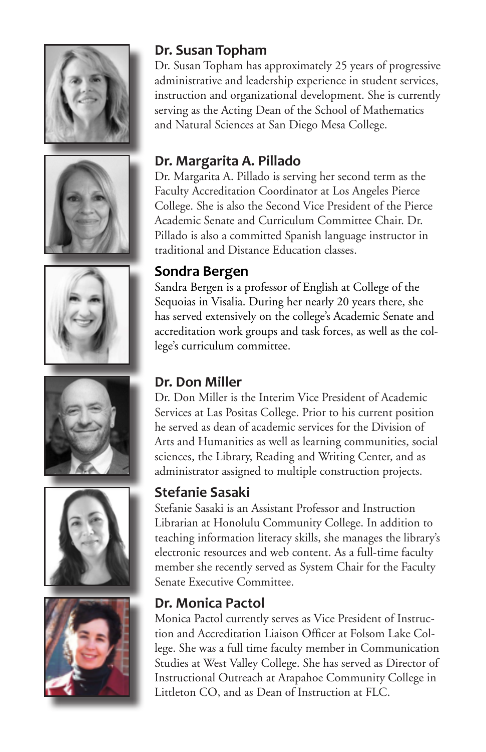## Dr. Susan Topham

Dr. Susan Topham has approximately 25 years of progressive administrative and leadership experience in student services, instruction and organizational development. She is currently serving as the Acting Dean of the School of Mathematics and Natural Sciences at San Diego Mesa College.

## Dr. Margarita A. Pillado

Dr. Margarita A. Pillado is serving her second term as the Faculty Accreditation Coordinator at Los Angeles Pierce College. She is also the Second Vice President of the Pierce Academic Senate and Curriculum Committee Chair. Dr. Pillado is also a committed Spanish language instructor in traditional and Distance Education classes.

## Sondra Bergen

Sandra Bergen is a professor of English at College of the Sequoias in Visalia. During her nearly 20 years there, she has served extensively on the college's Academic Senate and accreditation work groups and task forces, as well as the college's curriculum committee.

## Dr. Don Miller

Dr. Don Miller is the Interim Vice President of Academic Services at Las Positas College. Prior to his current position he served as dean of academic services for the Division of Arts and Humanities as well as learning communities, social sciences, the Library, Reading and Writing Center, and as administrator assigned to multiple construction projects.

## Stefanie Sasaki

Stefanie Sasaki is an Assistant Professor and Instruction Librarian at Honolulu Community College. In addition to teaching information literacy skills, she manages the library's electronic resources and web content. As a full-time faculty member she recently served as System Chair for the Faculty Senate Executive Committee.

## Dr. Monica Pactol

Monica Pactol currently serves as Vice President of Instruction and Accreditation Liaison Officer at Folsom Lake College. She was a full time faculty member in Communication Studies at West Valley College. She has served as Director of Instructional Outreach at Arapahoe Community College in Littleton CO, and as Dean of Instruction at FLC.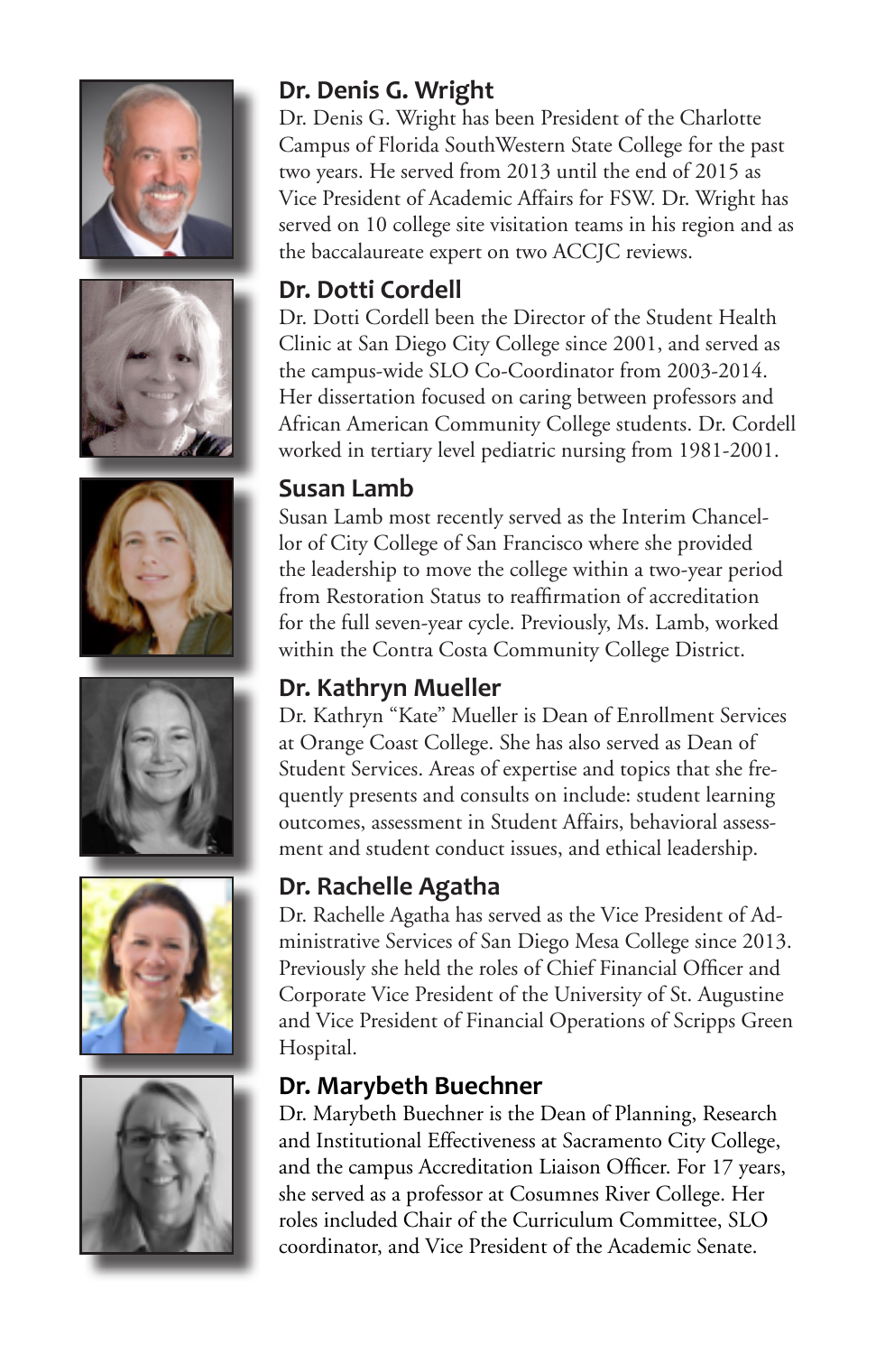## Dr. Denis G. Wright

Dr. Denis G. Wright has been President of the Charlotte Campus of Florida SouthWestern State College for the past two years. He served from 2013 until the end of 2015 as Vice President of Academic Affairs for FSW. Dr. Wright has served on 10 college site visitation teams in his region and as the baccalaureate expert on two ACCJC reviews.

## Dr. Dotti Cordell

Dr. Dotti Cordell been the Director of the Student Health Clinic at San Diego City College since 2001, and served as the campus-wide SLO Co-Coordinator from 2003-2014. Her dissertation focused on caring between professors and African American Community College students. Dr. Cordell worked in tertiary level pediatric nursing from 1981-2001.

## Susan Lamb

Susan Lamb most recently served as the Interim Chancellor of City College of San Francisco where she provided the leadership to move the college within a two-year period from Restoration Status to reaffirmation of accreditation for the full seven-year cycle. Previously, Ms. Lamb, worked within the Contra Costa Community College District.

## Dr. Kathryn Mueller

Dr. Kathryn "Kate" Mueller is Dean of Enrollment Services at Orange Coast College. She has also served as Dean of Student Services. Areas of expertise and topics that she frequently presents and consults on include: student learning outcomes, assessment in Student Affairs, behavioral assessment and student conduct issues, and ethical leadership.

## Dr. Rachelle Agatha

Dr. Rachelle Agatha has served as the Vice President of Administrative Services of San Diego Mesa College since 2013. Previously she held the roles of Chief Financial Officer and Corporate Vice President of the University of St. Augustine and Vice President of Financial Operations of Scripps Green Hospital.

## Dr. Marybeth Buechner

Dr. Marybeth Buechner is the Dean of Planning, Research and Institutional Effectiveness at Sacramento City College, and the campus Accreditation Liaison Officer. For 17 years, she served as a professor at Cosumnes River College. Her roles included Chair of the Curriculum Committee, SLO coordinator, and Vice President of the Academic Senate.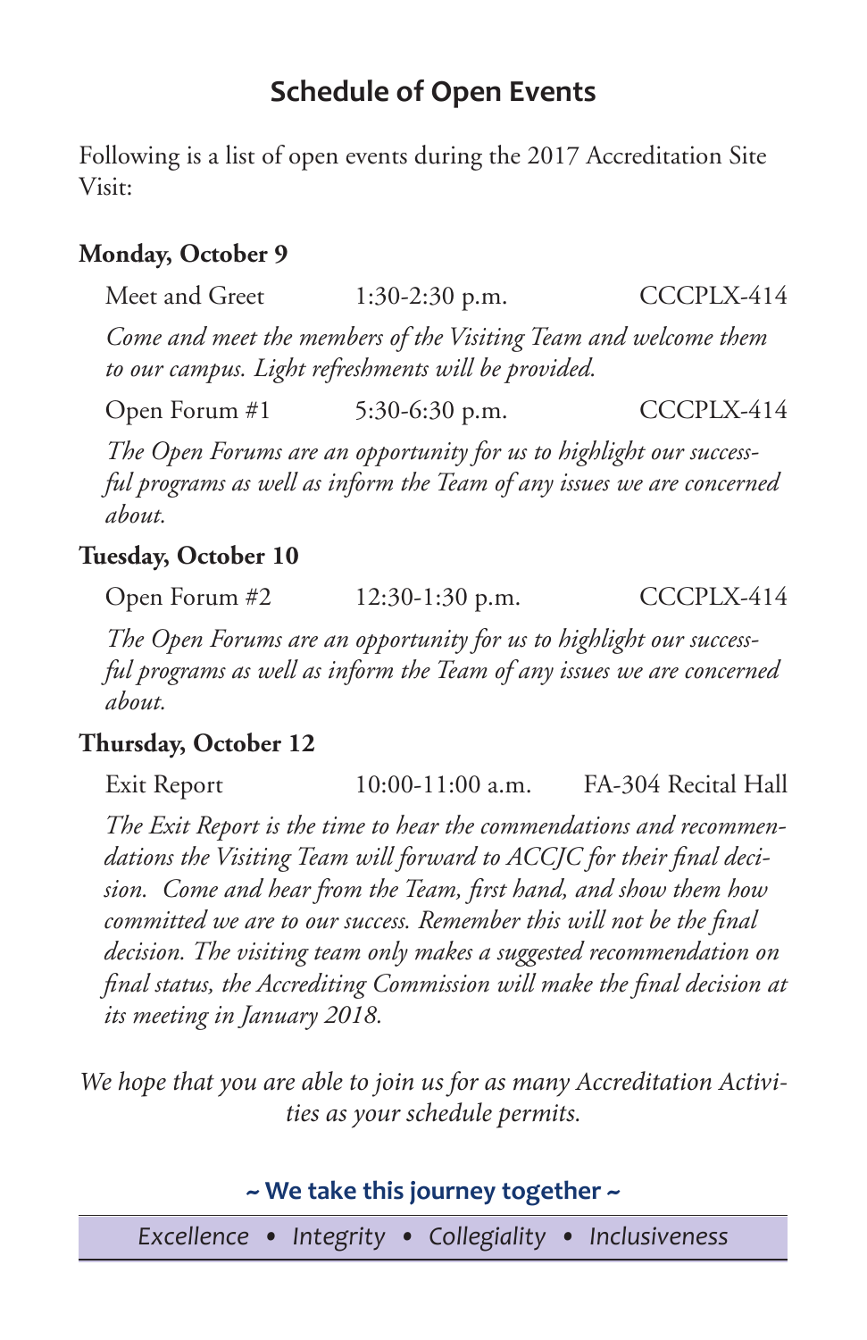## Schedule of Open Events

Following is a list of open events during the 2017 Accreditation Site Visit:

**Monday, October 9**

Meet and Greet 1:30-2:30 p.m. CCCPLX-414

*Come and meet the members of the Visiting Team and welcome them to our campus. Light refreshments will be provided.*

Open Forum #1 5:30-6:30 p.m. CCCPLX-414

*The Open Forums are an opportunity for us to highlight our successful programs as well as inform the Team of any issues we are concerned about.*

**Tuesday, October 10**

Open Forum #2 12:30-1:30 p.m. CCCPLX-414

*The Open Forums are an opportunity for us to highlight our successful programs as well as inform the Team of any issues we are concerned about.*

**Thursday, October 12**

Exit Report 10:00-11:00 a.m. FA-304 Recital Hall

*The Exit Report is the time to hear the commendations and recommendations the Visiting Team will forward to ACCJC for their final decision. Come and hear from the Team, first hand, and show them how committed we are to our success. Remember this will not be the final decision. The visiting team only makes a suggested recommendation on final status, the Accrediting Commission will make the final decision at its meeting in January 2018.*

*We hope that you are able to join us for as many Accreditation Activities as your schedule permits.*

**~ We take this journey together ~**

*Excellence • Integrity • Collegiality • Inclusiveness*